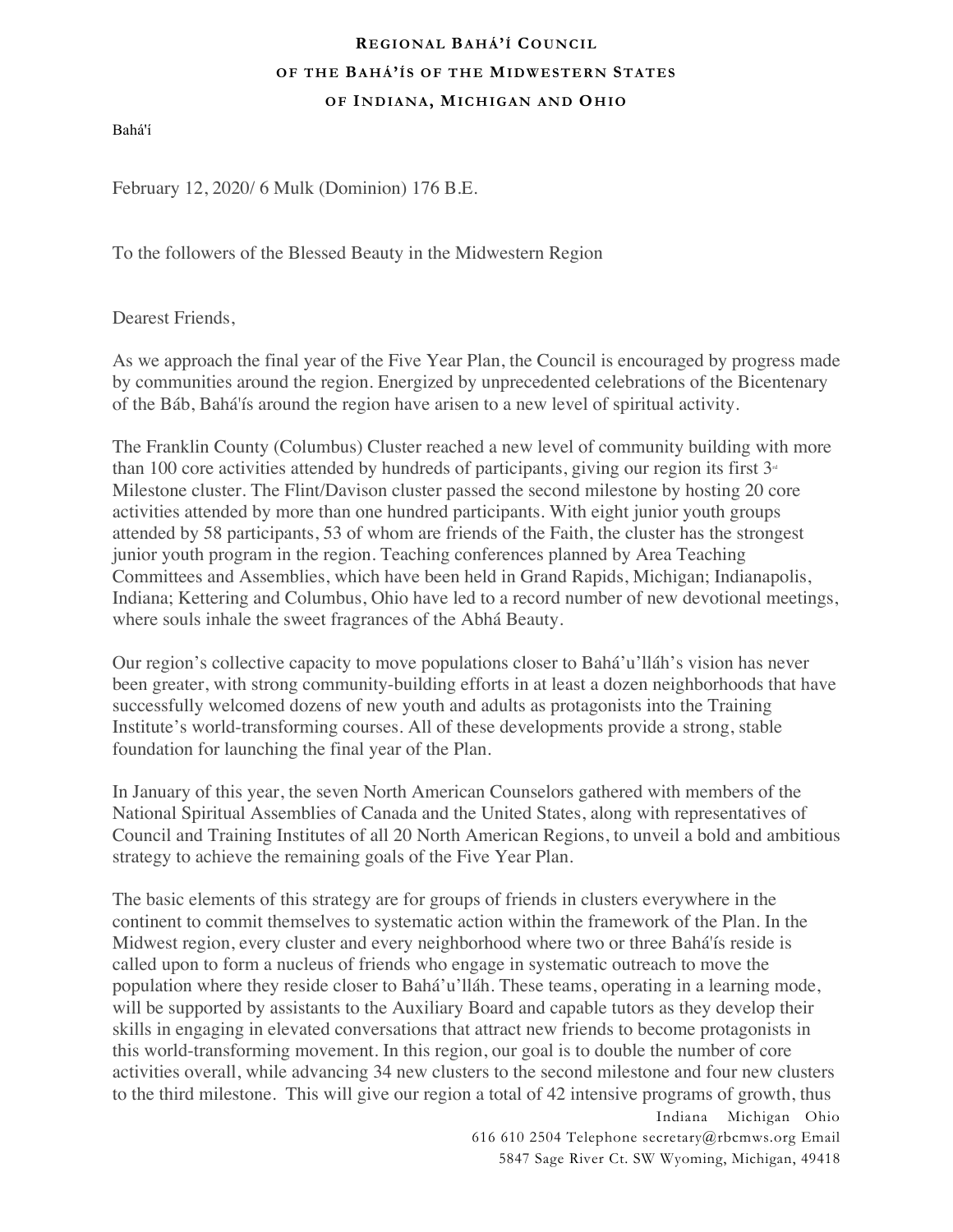# Regional Bahá'í Council
## of the Bahá'ís of the Midwestern States
## of Indiana, Michigan and Ohio

Bahá'í

February 12, 2020/ 6 Mulk (Dominion) 176 B.E.

To the followers of the Blessed Beauty in the Midwestern Region

Dearest Friends,

As we approach the final year of the Five Year Plan, the Council is encouraged by progress made by communities around the region. Energized by unprecedented celebrations of the Bicentenary of the Báb, Bahá'ís around the region have arisen to a new level of spiritual activity.

The Franklin County (Columbus) Cluster reached a new level of community building with more than 100 core activities attended by hundreds of participants, giving our region its first 3rd Milestone cluster. The Flint/Davison cluster passed the second milestone by hosting 20 core activities attended by more than one hundred participants. With eight junior youth groups attended by 58 participants, 53 of whom are friends of the Faith, the cluster has the strongest junior youth program in the region. Teaching conferences planned by Area Teaching Committees and Assemblies, which have been held in Grand Rapids, Michigan; Indianapolis, Indiana; Kettering and Columbus, Ohio have led to a record number of new devotional meetings, where souls inhale the sweet fragrances of the Abhá Beauty.

Our region's collective capacity to move populations closer to Bahá'u'lláh's vision has never been greater, with strong community-building efforts in at least a dozen neighborhoods that have successfully welcomed dozens of new youth and adults as protagonists into the Training Institute's world-transforming courses. All of these developments provide a strong, stable foundation for launching the final year of the Plan.

In January of this year, the seven North American Counselors gathered with members of the National Spiritual Assemblies of Canada and the United States, along with representatives of Council and Training Institutes of all 20 North American Regions, to unveil a bold and ambitious strategy to achieve the remaining goals of the Five Year Plan.

The basic elements of this strategy are for groups of friends in clusters everywhere in the continent to commit themselves to systematic action within the framework of the Plan. In the Midwest region, every cluster and every neighborhood where two or three Bahá'ís reside is called upon to form a nucleus of friends who engage in systematic outreach to move the population where they reside closer to Bahá'u'lláh. These teams, operating in a learning mode, will be supported by assistants to the Auxiliary Board and capable tutors as they develop their skills in engaging in elevated conversations that attract new friends to become protagonists in this world-transforming movement. In this region, our goal is to double the number of core activities overall, while advancing 34 new clusters to the second milestone and four new clusters to the third milestone. This will give our region a total of 42 intensive programs of growth, thus

Indiana Michigan Ohio
616 610 2504 Telephone secretary@rbcmws.org Email
5847 Sage River Ct. SW Wyoming, Michigan, 49418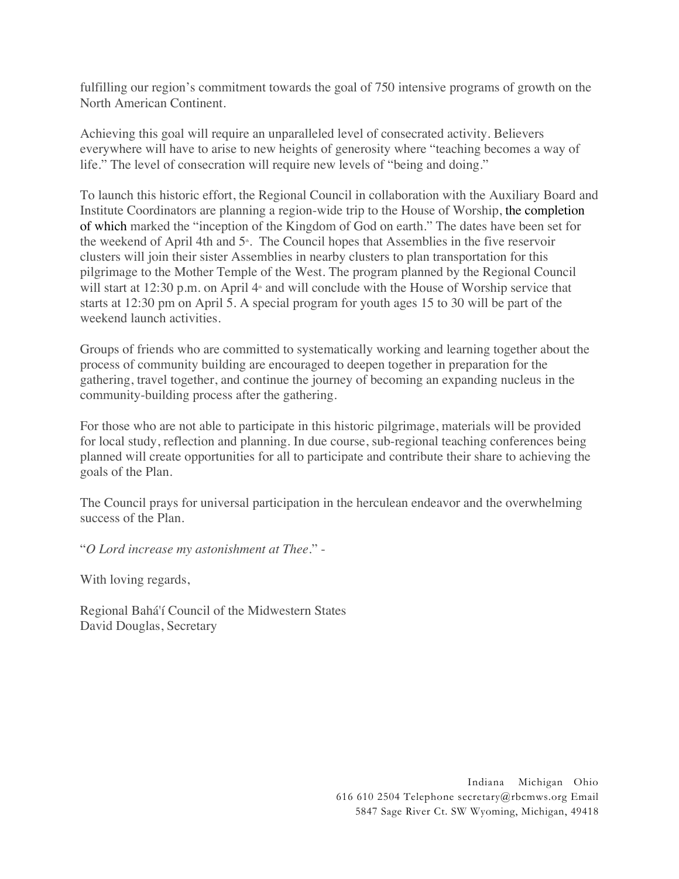fulfilling our region's commitment towards the goal of 750 intensive programs of growth on the North American Continent.

Achieving this goal will require an unparalleled level of consecrated activity. Believers everywhere will have to arise to new heights of generosity where "teaching becomes a way of life." The level of consecration will require new levels of "being and doing."

To launch this historic effort, the Regional Council in collaboration with the Auxiliary Board and Institute Coordinators are planning a region-wide trip to the House of Worship, the completion of which marked the "inception of the Kingdom of God on earth." The dates have been set for the weekend of April 4th and 5th. The Council hopes that Assemblies in the five reservoir clusters will join their sister Assemblies in nearby clusters to plan transportation for this pilgrimage to the Mother Temple of the West. The program planned by the Regional Council will start at 12:30 p.m. on April 4th and will conclude with the House of Worship service that starts at 12:30 pm on April 5. A special program for youth ages 15 to 30 will be part of the weekend launch activities.

Groups of friends who are committed to systematically working and learning together about the process of community building are encouraged to deepen together in preparation for the gathering, travel together, and continue the journey of becoming an expanding nucleus in the community-building process after the gathering.

For those who are not able to participate in this historic pilgrimage, materials will be provided for local study, reflection and planning. In due course, sub-regional teaching conferences being planned will create opportunities for all to participate and contribute their share to achieving the goals of the Plan.

The Council prays for universal participation in the herculean endeavor and the overwhelming success of the Plan.

"*O Lord increase my astonishment at Thee*." -

With loving regards,

Regional Bahá'í Council of the Midwestern States
David Douglas, Secretary

Indiana Michigan Ohio
616 610 2504 Telephone secretary@rbcmws.org Email
5847 Sage River Ct. SW Wyoming, Michigan, 49418